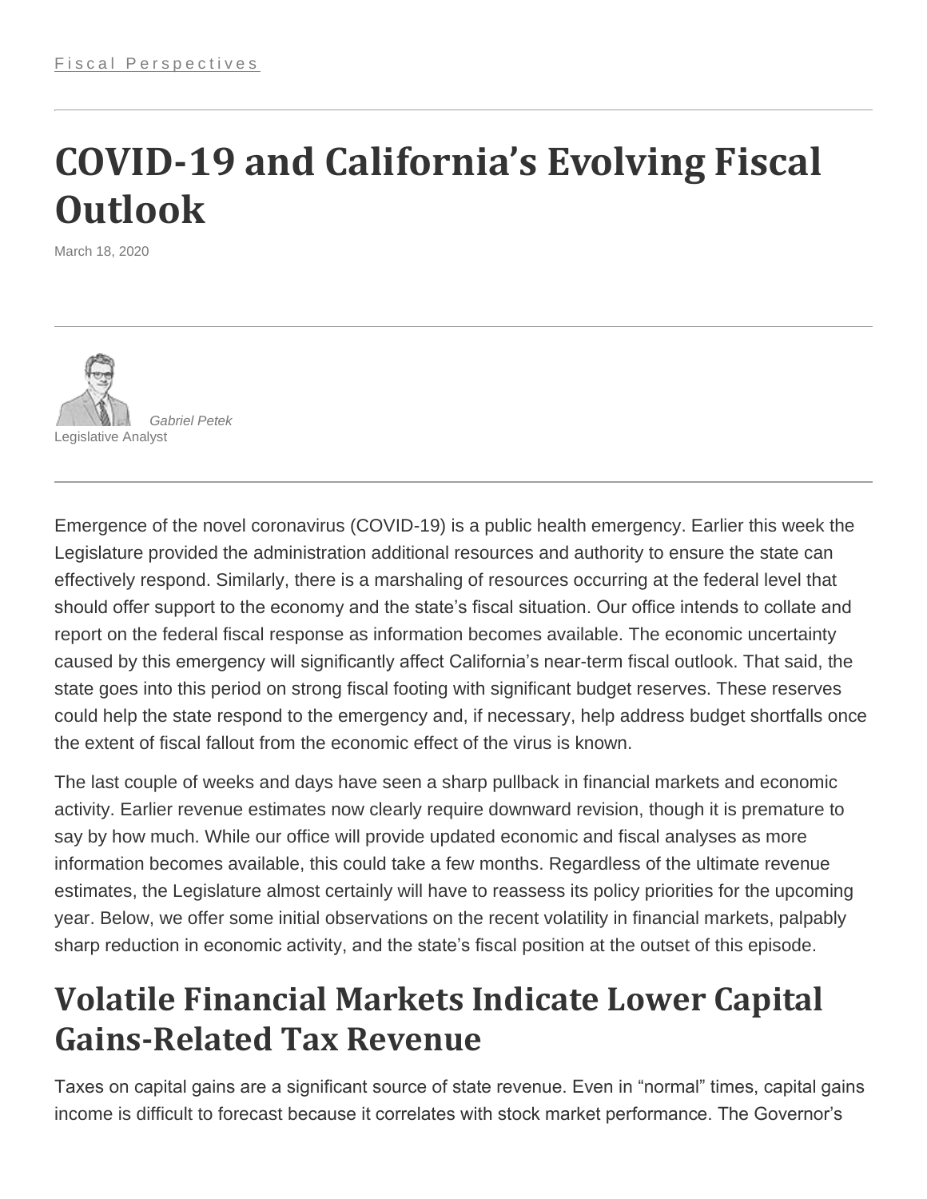Fiscal Perspectives

# COVID-19 and California's Evolving Fiscal Outlook

March 18, 2020

*Gabriel Petek*
Legislative Analyst

Emergence of the novel coronavirus (COVID-19) is a public health emergency. Earlier this week the Legislature provided the administration additional resources and authority to ensure the state can effectively respond. Similarly, there is a marshaling of resources occurring at the federal level that should offer support to the economy and the state's fiscal situation. Our office intends to collate and report on the federal fiscal response as information becomes available. The economic uncertainty caused by this emergency will significantly affect California's near-term fiscal outlook. That said, the state goes into this period on strong fiscal footing with significant budget reserves. These reserves could help the state respond to the emergency and, if necessary, help address budget shortfalls once the extent of fiscal fallout from the economic effect of the virus is known.

The last couple of weeks and days have seen a sharp pullback in financial markets and economic activity. Earlier revenue estimates now clearly require downward revision, though it is premature to say by how much. While our office will provide updated economic and fiscal analyses as more information becomes available, this could take a few months. Regardless of the ultimate revenue estimates, the Legislature almost certainly will have to reassess its policy priorities for the upcoming year. Below, we offer some initial observations on the recent volatility in financial markets, palpably sharp reduction in economic activity, and the state's fiscal position at the outset of this episode.

## Volatile Financial Markets Indicate Lower Capital Gains-Related Tax Revenue

Taxes on capital gains are a significant source of state revenue. Even in "normal" times, capital gains income is difficult to forecast because it correlates with stock market performance. The Governor's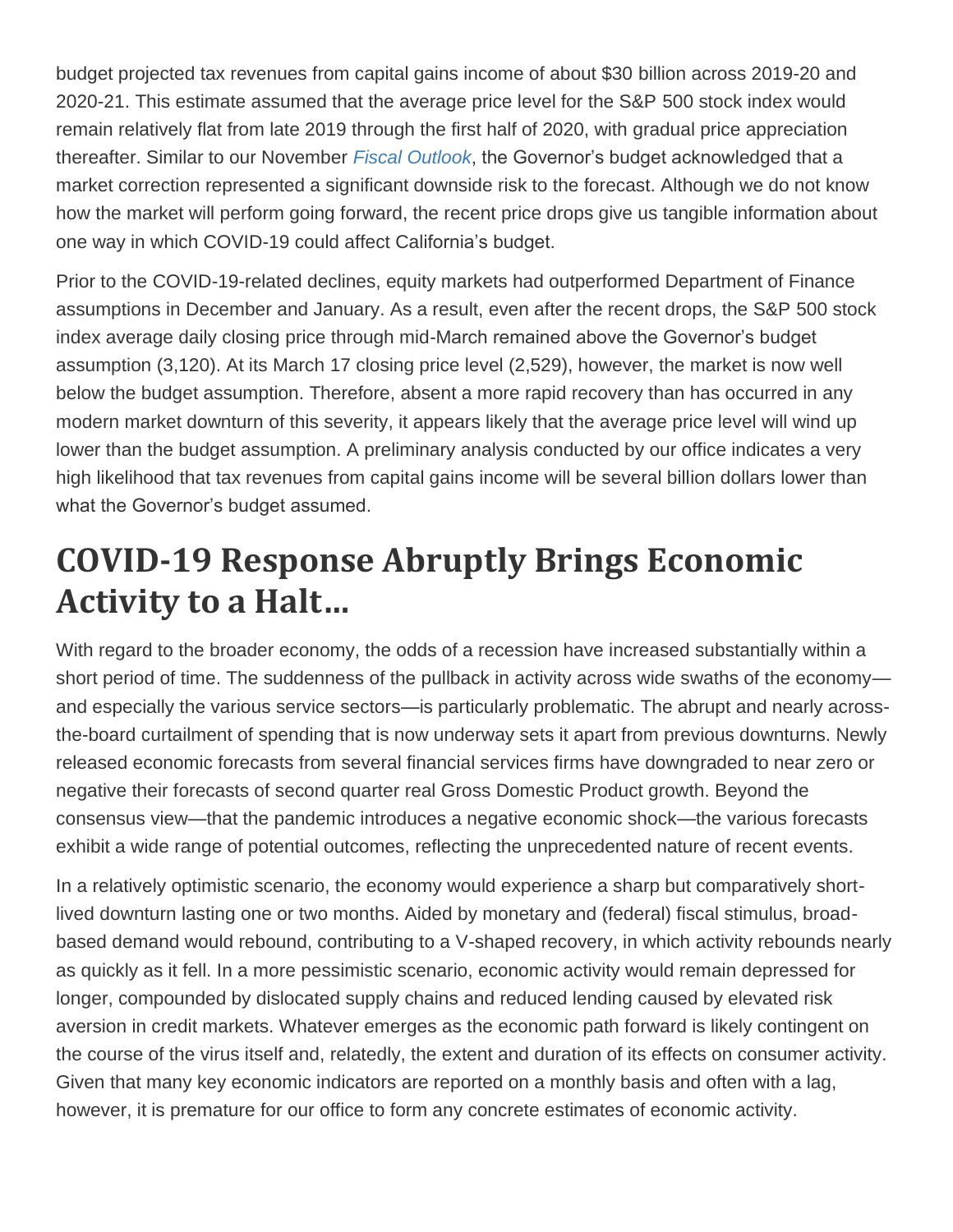budget projected tax revenues from capital gains income of about $30 billion across 2019-20 and 2020-21. This estimate assumed that the average price level for the S&P 500 stock index would remain relatively flat from late 2019 through the first half of 2020, with gradual price appreciation thereafter. Similar to our November *Fiscal Outlook*, the Governor's budget acknowledged that a market correction represented a significant downside risk to the forecast. Although we do not know how the market will perform going forward, the recent price drops give us tangible information about one way in which COVID-19 could affect California's budget.

Prior to the COVID-19-related declines, equity markets had outperformed Department of Finance assumptions in December and January. As a result, even after the recent drops, the S&P 500 stock index average daily closing price through mid-March remained above the Governor's budget assumption (3,120). At its March 17 closing price level (2,529), however, the market is now well below the budget assumption. Therefore, absent a more rapid recovery than has occurred in any modern market downturn of this severity, it appears likely that the average price level will wind up lower than the budget assumption. A preliminary analysis conducted by our office indicates a very high likelihood that tax revenues from capital gains income will be several billion dollars lower than what the Governor's budget assumed.

## COVID-19 Response Abruptly Brings Economic Activity to a Halt…

With regard to the broader economy, the odds of a recession have increased substantially within a short period of time. The suddenness of the pullback in activity across wide swaths of the economy—and especially the various service sectors—is particularly problematic. The abrupt and nearly across-the-board curtailment of spending that is now underway sets it apart from previous downturns. Newly released economic forecasts from several financial services firms have downgraded to near zero or negative their forecasts of second quarter real Gross Domestic Product growth. Beyond the consensus view—that the pandemic introduces a negative economic shock—the various forecasts exhibit a wide range of potential outcomes, reflecting the unprecedented nature of recent events.

In a relatively optimistic scenario, the economy would experience a sharp but comparatively short-lived downturn lasting one or two months. Aided by monetary and (federal) fiscal stimulus, broad-based demand would rebound, contributing to a V-shaped recovery, in which activity rebounds nearly as quickly as it fell. In a more pessimistic scenario, economic activity would remain depressed for longer, compounded by dislocated supply chains and reduced lending caused by elevated risk aversion in credit markets. Whatever emerges as the economic path forward is likely contingent on the course of the virus itself and, relatedly, the extent and duration of its effects on consumer activity. Given that many key economic indicators are reported on a monthly basis and often with a lag, however, it is premature for our office to form any concrete estimates of economic activity.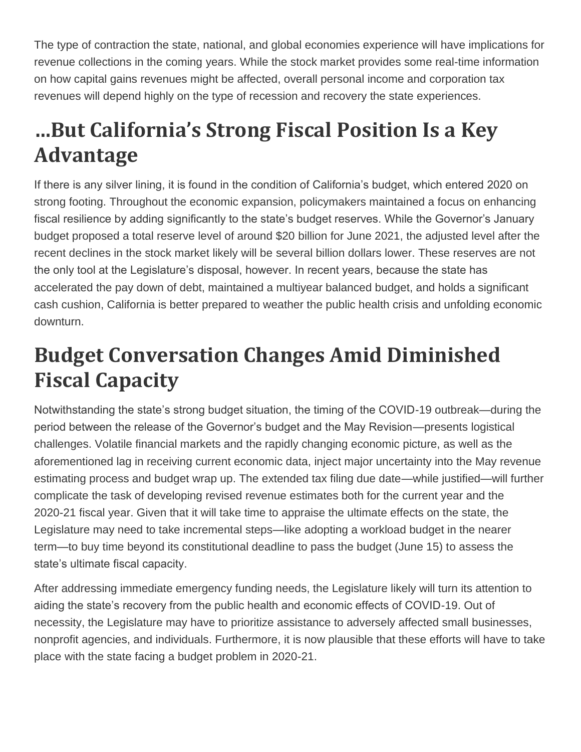The type of contraction the state, national, and global economies experience will have implications for revenue collections in the coming years. While the stock market provides some real-time information on how capital gains revenues might be affected, overall personal income and corporation tax revenues will depend highly on the type of recession and recovery the state experiences.

## …But California's Strong Fiscal Position Is a Key Advantage

If there is any silver lining, it is found in the condition of California's budget, which entered 2020 on strong footing. Throughout the economic expansion, policymakers maintained a focus on enhancing fiscal resilience by adding significantly to the state's budget reserves. While the Governor's January budget proposed a total reserve level of around $20 billion for June 2021, the adjusted level after the recent declines in the stock market likely will be several billion dollars lower. These reserves are not the only tool at the Legislature's disposal, however. In recent years, because the state has accelerated the pay down of debt, maintained a multiyear balanced budget, and holds a significant cash cushion, California is better prepared to weather the public health crisis and unfolding economic downturn.

## Budget Conversation Changes Amid Diminished Fiscal Capacity

Notwithstanding the state's strong budget situation, the timing of the COVID-19 outbreak—during the period between the release of the Governor's budget and the May Revision—presents logistical challenges. Volatile financial markets and the rapidly changing economic picture, as well as the aforementioned lag in receiving current economic data, inject major uncertainty into the May revenue estimating process and budget wrap up. The extended tax filing due date—while justified—will further complicate the task of developing revised revenue estimates both for the current year and the 2020-21 fiscal year. Given that it will take time to appraise the ultimate effects on the state, the Legislature may need to take incremental steps—like adopting a workload budget in the nearer term—to buy time beyond its constitutional deadline to pass the budget (June 15) to assess the state's ultimate fiscal capacity.

After addressing immediate emergency funding needs, the Legislature likely will turn its attention to aiding the state's recovery from the public health and economic effects of COVID-19. Out of necessity, the Legislature may have to prioritize assistance to adversely affected small businesses, nonprofit agencies, and individuals. Furthermore, it is now plausible that these efforts will have to take place with the state facing a budget problem in 2020-21.